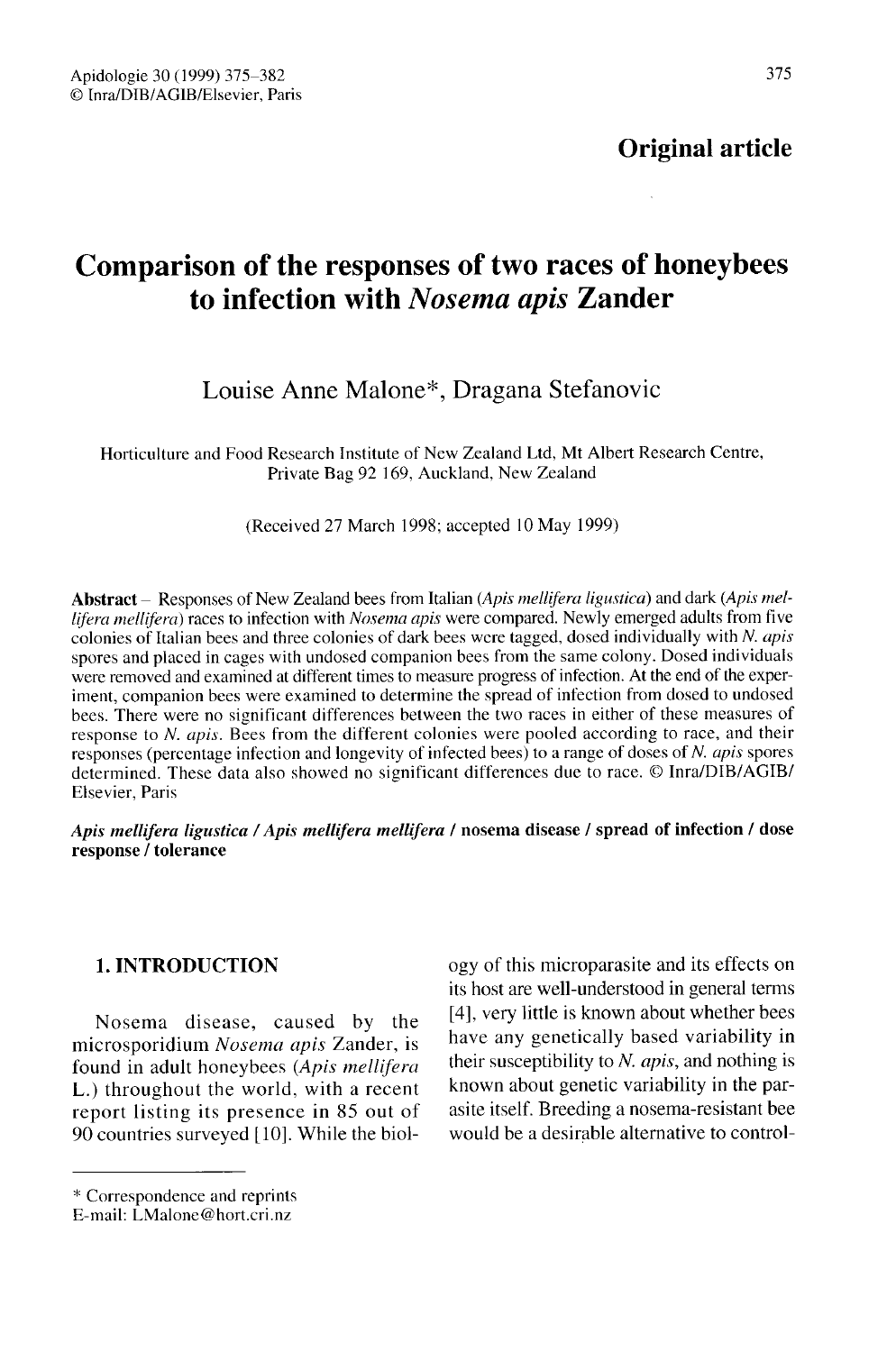**Original article**

# Comparison of the responses of two races of honeybees to infection with *Nosema apis* Zander

Louise Anne Malone*, Dragana Stefanovic

Horticulture and Food Research Institute of New Zealand Ltd, Mt Albert Research Centre, Private Bag 92 169, Auckland, New Zealand

(Received 27 March 1998; accepted 10 May 1999)

**Abstract** – Responses of New Zealand bees from Italian (*Apis mellifera ligustica*) and dark (*Apis mellifera mellifera*) races to infection with *Nosema apis* were compared. Newly emerged adults from five colonies of Italian bees and three colonies of dark bees were tagged, dosed individually with *N. apis* spores and placed in cages with undosed companion bees from the same colony. Dosed individuals were removed and examined at different times to measure progress of infection. At the end of the experiment, companion bees were examined to determine the spread of infection from dosed to undosed bees. There were no significant differences between the two races in either of these measures of response to *N. apis*. Bees from the different colonies were pooled according to race, and their responses (percentage infection and longevity of infected bees) to a range of doses of *N. apis* spores determined. These data also showed no significant differences due to race. © Inra/DIB/AGIB/Elsevier, Paris

***Apis mellifera ligustica* / *Apis mellifera mellifera* / nosema disease / spread of infection / dose response / tolerance**

## 1. INTRODUCTION

Nosema disease, caused by the microsporidium *Nosema apis* Zander, is found in adult honeybees (*Apis mellifera* L.) throughout the world, with a recent report listing its presence in 85 out of 90 countries surveyed [10]. While the biology of this microparasite and its effects on its host are well-understood in general terms [4], very little is known about whether bees have any genetically based variability in their susceptibility to *N. apis*, and nothing is known about genetic variability in the parasite itself. Breeding a nosema-resistant bee would be a desirable alternative to control-

---

\* Correspondence and reprints
E-mail: LMalone@hort.cri.nz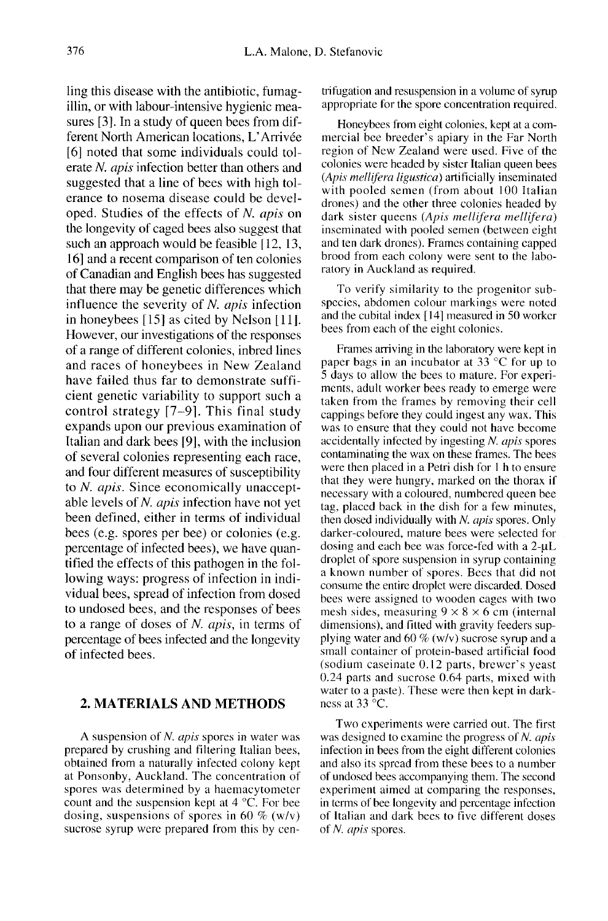ling this disease with the antibiotic, fumagillin, or with labour-intensive hygienic measures [3]. In a study of queen bees from different North American locations, L'Arrivée [6] noted that some individuals could tolerate *N. apis* infection better than others and suggested that a line of bees with high tolerance to nosema disease could be developed. Studies of the effects of *N. apis* on the longevity of caged bees also suggest that such an approach would be feasible [12, 13, 16] and a recent comparison of ten colonies of Canadian and English bees has suggested that there may be genetic differences which influence the severity of *N. apis* infection in honeybees [15] as cited by Nelson [11]. However, our investigations of the responses of a range of different colonies, inbred lines and races of honeybees in New Zealand have failed thus far to demonstrate sufficient genetic variability to support such a control strategy [7–9]. This final study expands upon our previous examination of Italian and dark bees [9], with the inclusion of several colonies representing each race, and four different measures of susceptibility to *N. apis*. Since economically unacceptable levels of *N. apis* infection have not yet been defined, either in terms of individual bees (e.g. spores per bee) or colonies (e.g. percentage of infected bees), we have quantified the effects of this pathogen in the following ways: progress of infection in individual bees, spread of infection from dosed to undosed bees, and the responses of bees to a range of doses of *N. apis*, in terms of percentage of bees infected and the longevity of infected bees.

## 2. MATERIALS AND METHODS

A suspension of *N. apis* spores in water was prepared by crushing and filtering Italian bees, obtained from a naturally infected colony kept at Ponsonby, Auckland. The concentration of spores was determined by a haemacytometer count and the suspension kept at 4 °C. For bee dosing, suspensions of spores in 60 % (w/v) sucrose syrup were prepared from this by centrifugation and resuspension in a volume of syrup appropriate for the spore concentration required.

Honeybees from eight colonies, kept at a commercial bee breeder's apiary in the Far North region of New Zealand were used. Five of the colonies were headed by sister Italian queen bees (*Apis mellifera ligustica*) artificially inseminated with pooled semen (from about 100 Italian drones) and the other three colonies headed by dark sister queens (*Apis mellifera mellifera*) inseminated with pooled semen (between eight and ten dark drones). Frames containing capped brood from each colony were sent to the laboratory in Auckland as required.

To verify similarity to the progenitor subspecies, abdomen colour markings were noted and the cubital index [14] measured in 50 worker bees from each of the eight colonies.

Frames arriving in the laboratory were kept in paper bags in an incubator at 33 °C for up to 5 days to allow the bees to mature. For experiments, adult worker bees ready to emerge were taken from the frames by removing their cell cappings before they could ingest any wax. This was to ensure that they could not have become accidentally infected by ingesting *N. apis* spores contaminating the wax on these frames. The bees were then placed in a Petri dish for 1 h to ensure that they were hungry, marked on the thorax if necessary with a coloured, numbered queen bee tag, placed back in the dish for a few minutes, then dosed individually with *N. apis* spores. Only darker-coloured, mature bees were selected for dosing and each bee was force-fed with a 2-μL droplet of spore suspension in syrup containing a known number of spores. Bees that did not consume the entire droplet were discarded. Dosed bees were assigned to wooden cages with two mesh sides, measuring 9 × 8 × 6 cm (internal dimensions), and fitted with gravity feeders supplying water and 60 % (w/v) sucrose syrup and a small container of protein-based artificial food (sodium caseinate 0.12 parts, brewer's yeast 0.24 parts and sucrose 0.64 parts, mixed with water to a paste). These were then kept in darkness at 33 °C.

Two experiments were carried out. The first was designed to examine the progress of *N. apis* infection in bees from the eight different colonies and also its spread from these bees to a number of undosed bees accompanying them. The second experiment aimed at comparing the responses, in terms of bee longevity and percentage infection of Italian and dark bees to five different doses of *N. apis* spores.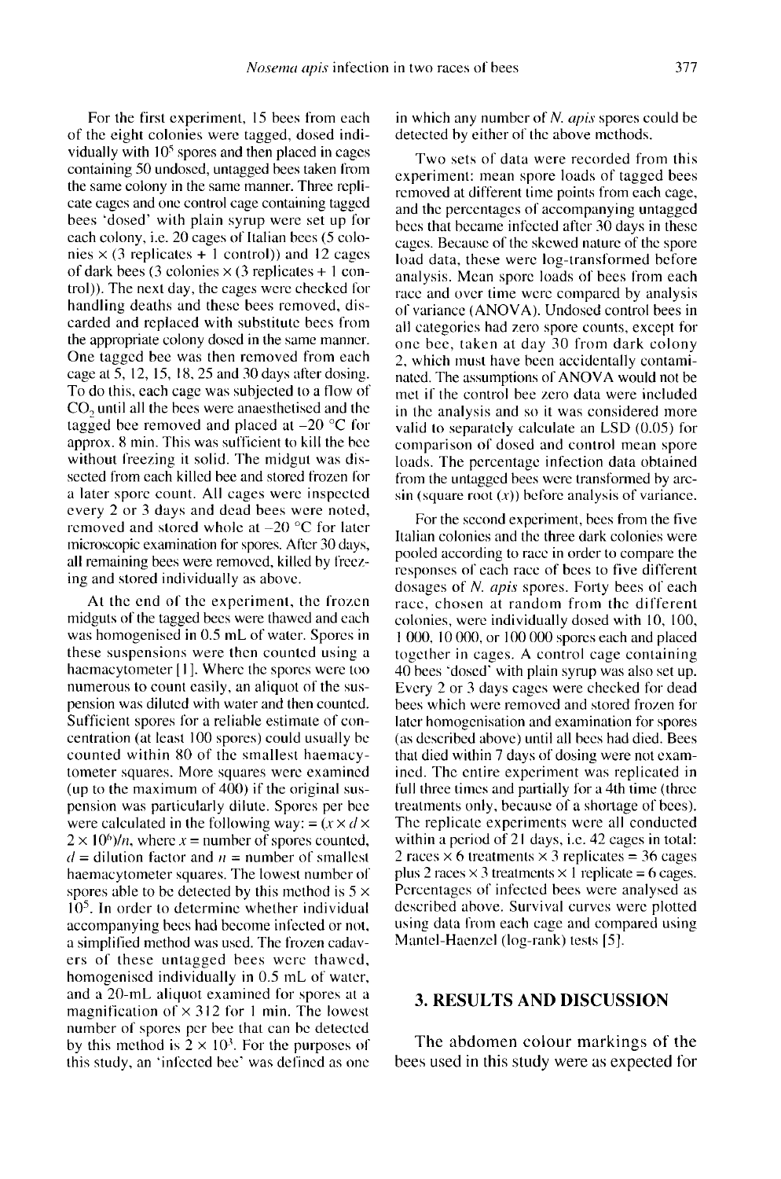For the first experiment, 15 bees from each of the eight colonies were tagged, dosed individually with $10^5$ spores and then placed in cages containing 50 undosed, untagged bees taken from the same colony in the same manner. Three replicate cages and one control cage containing tagged bees 'dosed' with plain syrup were set up for each colony, i.e. 20 cages of Italian bees (5 colonies × (3 replicates + 1 control)) and 12 cages of dark bees (3 colonies × (3 replicates + 1 control)). The next day, the cages were checked for handling deaths and these bees removed, discarded and replaced with substitute bees from the appropriate colony dosed in the same manner. One tagged bee was then removed from each cage at 5, 12, 15, 18, 25 and 30 days after dosing. To do this, each cage was subjected to a flow of $CO_2$ until all the bees were anaesthetised and the tagged bee removed and placed at –20 °C for approx. 8 min. This was sufficient to kill the bee without freezing it solid. The midgut was dissected from each killed bee and stored frozen for a later spore count. All cages were inspected every 2 or 3 days and dead bees were noted, removed and stored whole at –20 °C for later microscopic examination for spores. After 30 days, all remaining bees were removed, killed by freezing and stored individually as above.

At the end of the experiment, the frozen midguts of the tagged bees were thawed and each was homogenised in 0.5 mL of water. Spores in these suspensions were then counted using a haemacytometer [1]. Where the spores were too numerous to count easily, an aliquot of the suspension was diluted with water and then counted. Sufficient spores for a reliable estimate of concentration (at least 100 spores) could usually be counted within 80 of the smallest haemacytometer squares. More squares were examined (up to the maximum of 400) if the original suspension was particularly dilute. Spores per bee were calculated in the following way: $= (x \times d \times 2 \times 10^6)/n$, where $x$ = number of spores counted, $d$ = dilution factor and $n$ = number of smallest haemacytometer squares. The lowest number of spores able to be detected by this method is $5 \times 10^5$. In order to determine whether individual accompanying bees had become infected or not, a simplified method was used. The frozen cadavers of these untagged bees were thawed, homogenised individually in 0.5 mL of water, and a 20-mL aliquot examined for spores at a magnification of × 312 for 1 min. The lowest number of spores per bee that can be detected by this method is $2 \times 10^3$. For the purposes of this study, an 'infected bee' was defined as one in which any number of *N. apis* spores could be detected by either of the above methods.

Two sets of data were recorded from this experiment: mean spore loads of tagged bees removed at different time points from each cage, and the percentages of accompanying untagged bees that became infected after 30 days in these cages. Because of the skewed nature of the spore load data, these were log-transformed before analysis. Mean spore loads of bees from each race and over time were compared by analysis of variance (ANOVA). Undosed control bees in all categories had zero spore counts, except for one bee, taken at day 30 from dark colony 2, which must have been accidentally contaminated. The assumptions of ANOVA would not be met if the control bee zero data were included in the analysis and so it was considered more valid to separately calculate an LSD (0.05) for comparison of dosed and control mean spore loads. The percentage infection data obtained from the untagged bees were transformed by arcsin (square root ($x$)) before analysis of variance.

For the second experiment, bees from the five Italian colonies and the three dark colonies were pooled according to race in order to compare the responses of each race of bees to five different dosages of *N. apis* spores. Forty bees of each race, chosen at random from the different colonies, were individually dosed with 10, 100, 1 000, 10 000, or 100 000 spores each and placed together in cages. A control cage containing 40 bees 'dosed' with plain syrup was also set up. Every 2 or 3 days cages were checked for dead bees which were removed and stored frozen for later homogenisation and examination for spores (as described above) until all bees had died. Bees that died within 7 days of dosing were not examined. The entire experiment was replicated in full three times and partially for a 4th time (three treatments only, because of a shortage of bees). The replicate experiments were all conducted within a period of 21 days, i.e. 42 cages in total: 2 races × 6 treatments × 3 replicates = 36 cages plus 2 races × 3 treatments × 1 replicate = 6 cages. Percentages of infected bees were analysed as described above. Survival curves were plotted using data from each cage and compared using Mantel-Haenzel (log-rank) tests [5].

## 3. RESULTS AND DISCUSSION

The abdomen colour markings of the bees used in this study were as expected for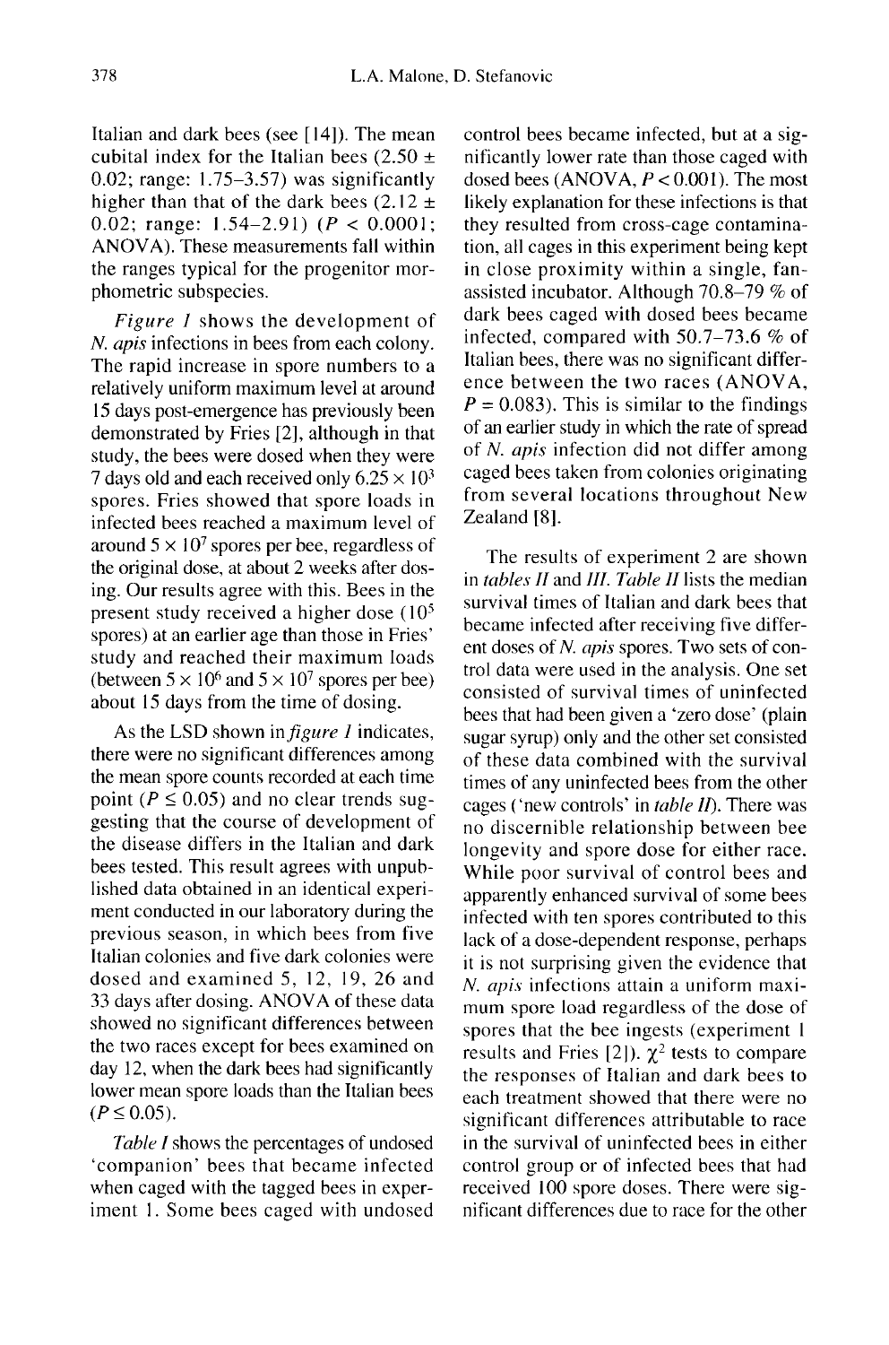Italian and dark bees (see [14]). The mean cubital index for the Italian bees (2.50 ± 0.02; range: 1.75–3.57) was significantly higher than that of the dark bees (2.12 ± 0.02; range: 1.54–2.91) ($P < 0.0001$; ANOVA). These measurements fall within the ranges typical for the progenitor morphometric subspecies.

*Figure 1* shows the development of *N. apis* infections in bees from each colony. The rapid increase in spore numbers to a relatively uniform maximum level at around 15 days post-emergence has previously been demonstrated by Fries [2], although in that study, the bees were dosed when they were 7 days old and each received only $6.25 \times 10^3$ spores. Fries showed that spore loads in infected bees reached a maximum level of around $5 \times 10^7$ spores per bee, regardless of the original dose, at about 2 weeks after dosing. Our results agree with this. Bees in the present study received a higher dose ($10^5$ spores) at an earlier age than those in Fries' study and reached their maximum loads (between $5 \times 10^6$ and $5 \times 10^7$ spores per bee) about 15 days from the time of dosing.

As the LSD shown in *figure 1* indicates, there were no significant differences among the mean spore counts recorded at each time point ($P \leq 0.05$) and no clear trends suggesting that the course of development of the disease differs in the Italian and dark bees tested. This result agrees with unpublished data obtained in an identical experiment conducted in our laboratory during the previous season, in which bees from five Italian colonies and five dark colonies were dosed and examined 5, 12, 19, 26 and 33 days after dosing. ANOVA of these data showed no significant differences between the two races except for bees examined on day 12, when the dark bees had significantly lower mean spore loads than the Italian bees ($P \leq 0.05$).

*Table I* shows the percentages of undosed 'companion' bees that became infected when caged with the tagged bees in experiment 1. Some bees caged with undosed control bees became infected, but at a significantly lower rate than those caged with dosed bees (ANOVA, $P < 0.001$). The most likely explanation for these infections is that they resulted from cross-cage contamination, all cages in this experiment being kept in close proximity within a single, fan-assisted incubator. Although 70.8–79 % of dark bees caged with dosed bees became infected, compared with 50.7–73.6 % of Italian bees, there was no significant difference between the two races (ANOVA, $P = 0.083$). This is similar to the findings of an earlier study in which the rate of spread of *N. apis* infection did not differ among caged bees taken from colonies originating from several locations throughout New Zealand [8].

The results of experiment 2 are shown in *tables II* and *III*. *Table II* lists the median survival times of Italian and dark bees that became infected after receiving five different doses of *N. apis* spores. Two sets of control data were used in the analysis. One set consisted of survival times of uninfected bees that had been given a 'zero dose' (plain sugar syrup) only and the other set consisted of these data combined with the survival times of any uninfected bees from the other cages ('new controls' in *table II*). There was no discernible relationship between bee longevity and spore dose for either race. While poor survival of control bees and apparently enhanced survival of some bees infected with ten spores contributed to this lack of a dose-dependent response, perhaps it is not surprising given the evidence that *N. apis* infections attain a uniform maximum spore load regardless of the dose of spores that the bee ingests (experiment 1 results and Fries [2]). $\chi^2$ tests to compare the responses of Italian and dark bees to each treatment showed that there were no significant differences attributable to race in the survival of uninfected bees in either control group or of infected bees that had received 100 spore doses. There were significant differences due to race for the other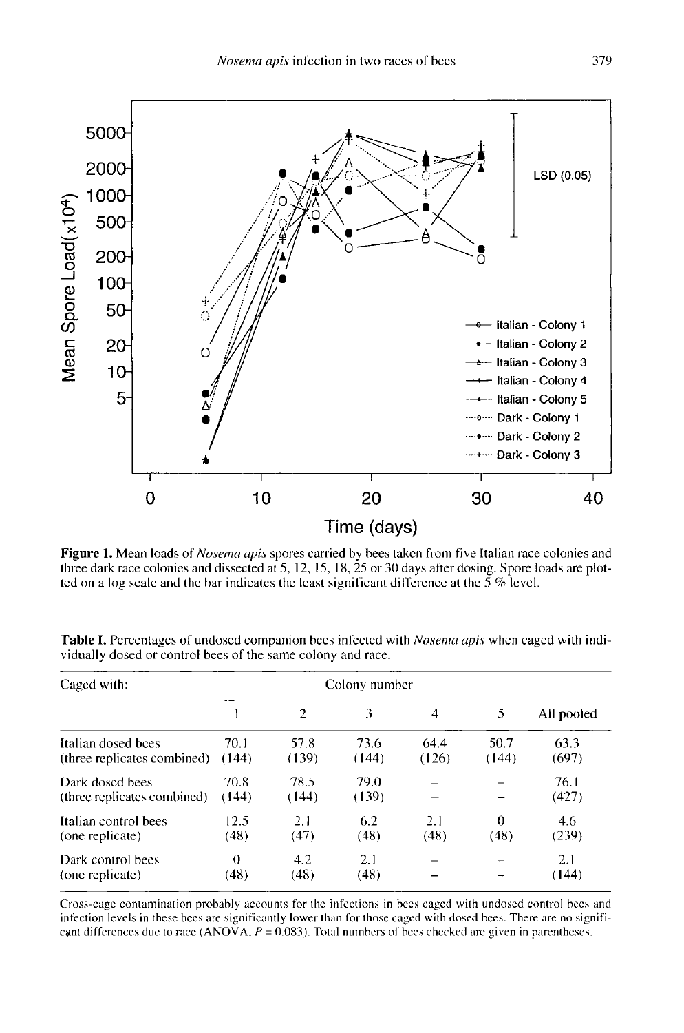Figure 1. Mean loads of *Nosema apis* spores carried by bees taken from five Italian race colonies and three dark race colonies and dissected at 5, 12, 15, 18, 25 or 30 days after dosing. Spore loads are plotted on a log scale and the bar indicates the least significant difference at the 5 % level.

**Table I.** Percentages of undosed companion bees infected with *Nosema apis* when caged with individually dosed or control bees of the same colony and race.

| Caged with: | Colony number | | | | | |
|---|---|---|---|---|---|---|
| | 1 | 2 | 3 | 4 | 5 | All pooled |
| Italian dosed bees (three replicates combined) | 70.1 (144) | 57.8 (139) | 73.6 (144) | 64.4 (126) | 50.7 (144) | 63.3 (697) |
| Dark dosed bees (three replicates combined) | 70.8 (144) | 78.5 (144) | 79.0 (139) | – | – | 76.1 (427) |
| Italian control bees (one replicate) | 12.5 (48) | 2.1 (47) | 6.2 (48) | 2.1 (48) | 0 (48) | 4.6 (239) |
| Dark control bees (one replicate) | 0 (48) | 4.2 (48) | 2.1 (48) | – | – | 2.1 (144) |

Cross-cage contamination probably accounts for the infections in bees caged with undosed control bees and infection levels in these bees are significantly lower than for those caged with dosed bees. There are no significant differences due to race (ANOVA, $P = 0.083$). Total numbers of bees checked are given in parentheses.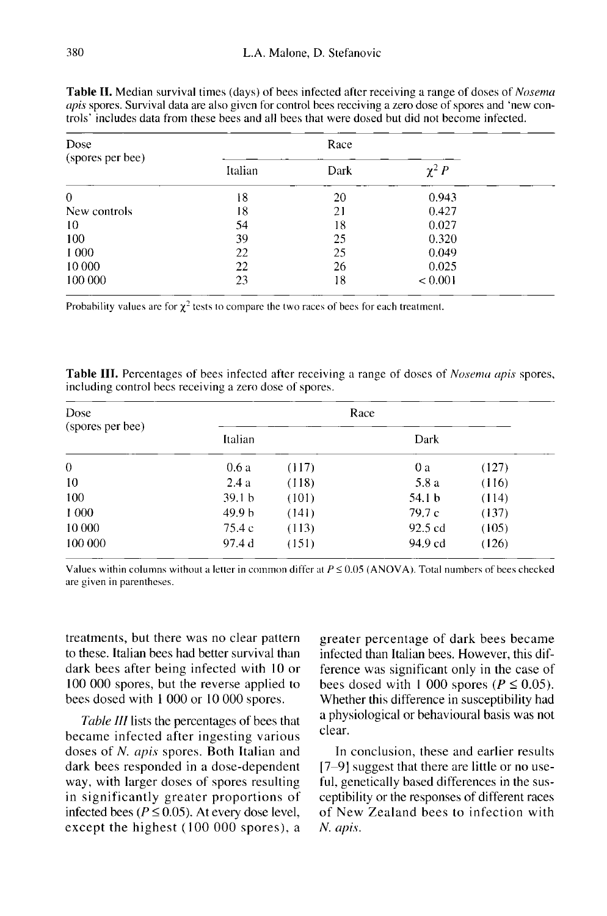**Table II.** Median survival times (days) of bees infected after receiving a range of doses of *Nosema apis* spores. Survival data are also given for control bees receiving a zero dose of spores and 'new controls' includes data from these bees and all bees that were dosed but did not become infected.

| Dose (spores per bee) | Race | | |
|---|---|---|---|
| | Italian | Dark | $\chi^2$ *P* |
| 0 | 18 | 20 | 0.943 |
| New controls | 18 | 21 | 0.427 |
| 10 | 54 | 18 | 0.027 |
| 100 | 39 | 25 | 0.320 |
| 1 000 | 22 | 25 | 0.049 |
| 10 000 | 22 | 26 | 0.025 |
| 100 000 | 23 | 18 | < 0.001 |

Probability values are for $\chi^2$ tests to compare the two races of bees for each treatment.

**Table III.** Percentages of bees infected after receiving a range of doses of *Nosema apis* spores, including control bees receiving a zero dose of spores.

| Dose (spores per bee) | Race | | | |
|---|---|---|---|---|
| | Italian | | Dark | |
| 0 | 0.6 a | (117) | 0 a | (127) |
| 10 | 2.4 a | (118) | 5.8 a | (116) |
| 100 | 39.1 b | (101) | 54.1 b | (114) |
| 1 000 | 49.9 b | (141) | 79.7 c | (137) |
| 10 000 | 75.4 c | (113) | 92.5 cd | (105) |
| 100 000 | 97.4 d | (151) | 94.9 cd | (126) |

Values within columns without a letter in common differ at $P \leq 0.05$ (ANOVA). Total numbers of bees checked are given in parentheses.

treatments, but there was no clear pattern to these. Italian bees had better survival than dark bees after being infected with 10 or 100 000 spores, but the reverse applied to bees dosed with 1 000 or 10 000 spores.

*Table III* lists the percentages of bees that became infected after ingesting various doses of *N. apis* spores. Both Italian and dark bees responded in a dose-dependent way, with larger doses of spores resulting in significantly greater proportions of infected bees ($P \leq 0.05$). At every dose level, except the highest (100 000 spores), a greater percentage of dark bees became infected than Italian bees. However, this difference was significant only in the case of bees dosed with 1 000 spores ($P \leq 0.05$). Whether this difference in susceptibility had a physiological or behavioural basis was not clear.

In conclusion, these and earlier results [7–9] suggest that there are little or no useful, genetically based differences in the susceptibility or the responses of different races of New Zealand bees to infection with *N. apis*.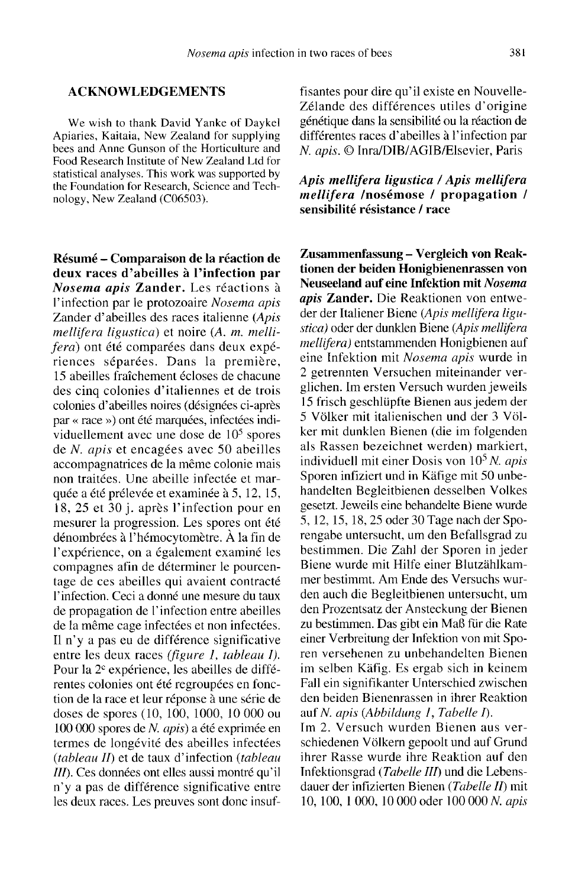## ACKNOWLEDGEMENTS

We wish to thank David Yanke of Daykel Apiaries, Kaitaia, New Zealand for supplying bees and Anne Gunson of the Horticulture and Food Research Institute of New Zealand Ltd for statistical analyses. This work was supported by the Foundation for Research, Science and Technology, New Zealand (C06503).

**Résumé – Comparaison de la réaction de deux races d'abeilles à l'infection par *Nosema apis* Zander.** Les réactions à l'infection par le protozoaire *Nosema apis* Zander d'abeilles des races italienne (*Apis mellifera ligustica*) et noire (*A. m. mellifera*) ont été comparées dans deux expériences séparées. Dans la première, 15 abeilles fraîchement écloses de chacune des cinq colonies d'italiennes et de trois colonies d'abeilles noires (désignées ci-après par « race ») ont été marquées, infectées individuellement avec une dose de $10^5$ spores de *N. apis* et encagées avec 50 abeilles accompagnatrices de la même colonie mais non traitées. Une abeille infectée et marquée a été prélevée et examinée à 5, 12, 15, 18, 25 et 30 j. après l'infection pour en mesurer la progression. Les spores ont été dénombrées à l'hémocytomètre. À la fin de l'expérience, on a également examiné les compagnes afin de déterminer le pourcentage de ces abeilles qui avaient contracté l'infection. Ceci a donné une mesure du taux de propagation de l'infection entre abeilles de la même cage infectées et non infectées. Il n'y a pas eu de différence significative entre les deux races (*figure 1, tableau I*). Pour la 2[e] expérience, les abeilles de différentes colonies ont été regroupées en fonction de la race et leur réponse à une série de doses de spores (10, 100, 1000, 10 000 ou 100 000 spores de *N. apis*) a été exprimée en termes de longévité des abeilles infectées (*tableau II*) et de taux d'infection (*tableau III*). Ces données ont elles aussi montré qu'il n'y a pas de différence significative entre les deux races. Les preuves sont donc insuffisantes pour dire qu'il existe en Nouvelle-Zélande des différences utiles d'origine génétique dans la sensibilité ou la réaction de différentes races d'abeilles à l'infection par *N. apis*. © Inra/DIB/AGIB/Elsevier, Paris

***Apis mellifera ligustica* / *Apis mellifera mellifera* /nosémose / propagation / sensibilité résistance / race**

**Zusammenfassung – Vergleich von Reaktionen der beiden Honigbienenrassen von Neuseeland auf eine Infektion mit *Nosema apis* Zander.** Die Reaktionen von entweder der Italiener Biene (*Apis mellifera ligustica*) oder der dunklen Biene (*Apis mellifera mellifera*) entstammenden Honigbienen auf eine Infektion mit *Nosema apis* wurde in 2 getrennten Versuchen miteinander verglichen. Im ersten Versuch wurden jeweils 15 frisch geschlüpfte Bienen aus jedem der 5 Völker mit italienischen und der 3 Völker mit dunklen Bienen (die im folgenden als Rassen bezeichnet werden) markiert, individuell mit einer Dosis von $10^5$ *N. apis* Sporen infiziert und in Käfige mit 50 unbehandelten Begleitbienen desselben Volkes gesetzt. Jeweils eine behandelte Biene wurde 5, 12, 15, 18, 25 oder 30 Tage nach der Sporengabe untersucht, um den Befallsgrad zu bestimmen. Die Zahl der Sporen in jeder Biene wurde mit Hilfe einer Blutzählkammer bestimmt. Am Ende des Versuchs wurden auch die Begleitbienen untersucht, um den Prozentsatz der Ansteckung der Bienen zu bestimmen. Das gibt ein Maß für die Rate einer Verbreitung der Infektion von mit Sporen versehenen zu unbehandelten Bienen im selben Käfig. Es ergab sich in keinem Fall ein signifikanter Unterschied zwischen den beiden Bienenrassen in ihrer Reaktion auf *N. apis* (*Abbildung 1, Tabelle I*).

Im 2. Versuch wurden Bienen aus verschiedenen Völkern gepoolt und auf Grund ihrer Rasse wurde ihre Reaktion auf den Infektionsgrad (*Tabelle III*) und die Lebensdauer der infizierten Bienen (*Tabelle II*) mit 10, 100, 1 000, 10 000 oder 100 000 *N. apis*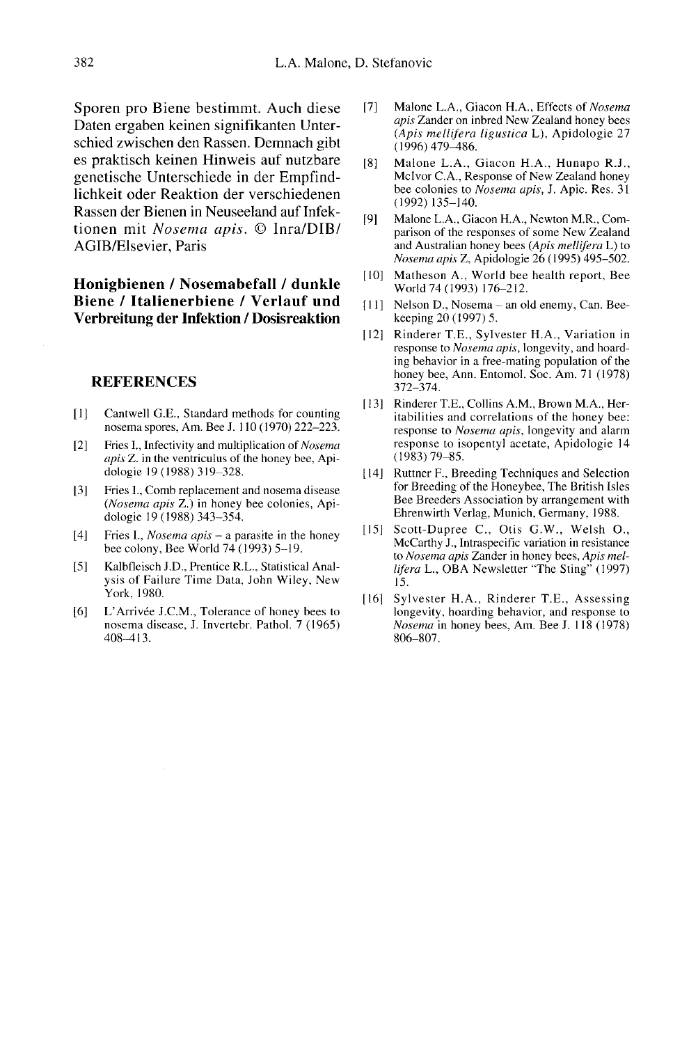Sporen pro Biene bestimmt. Auch diese Daten ergaben keinen signifikanten Unterschied zwischen den Rassen. Demnach gibt es praktisch keinen Hinweis auf nutzbare genetische Unterschiede in der Empfindlichkeit oder Reaktion der verschiedenen Rassen der Bienen in Neuseeland auf Infektionen mit *Nosema apis*. © Inra/DIB/AGIB/Elsevier, Paris

**Honigbienen / Nosemabefall / dunkle Biene / Italienerbiene / Verlauf und Verbreitung der Infektion / Dosisreaktion**

## REFERENCES

[1] Cantwell G.E., Standard methods for counting nosema spores, Am. Bee J. 110 (1970) 222–223.

[2] Fries I., Infectivity and multiplication of *Nosema apis* Z. in the ventriculus of the honey bee, Apidologie 19 (1988) 319–328.

[3] Fries I., Comb replacement and nosema disease (*Nosema apis* Z.) in honey bee colonies, Apidologie 19 (1988) 343–354.

[4] Fries I., *Nosema apis* – a parasite in the honey bee colony, Bee World 74 (1993) 5–19.

[5] Kalbfleisch J.D., Prentice R.L., Statistical Analysis of Failure Time Data, John Wiley, New York, 1980.

[6] L'Arrivée J.C.M., Tolerance of honey bees to nosema disease, J. Invertebr. Pathol. 7 (1965) 408–413.

[7] Malone L.A., Giacon H.A., Effects of *Nosema apis* Zander on inbred New Zealand honey bees (*Apis mellifera ligustica* L), Apidologie 27 (1996) 479–486.

[8] Malone L.A., Giacon H.A., Hunapo R.J., McIvor C.A., Response of New Zealand honey bee colonies to *Nosema apis*, J. Apic. Res. 31 (1992) 135–140.

[9] Malone L.A., Giacon H.A., Newton M.R., Comparison of the responses of some New Zealand and Australian honey bees (*Apis mellifera* L) to *Nosema apis* Z, Apidologie 26 (1995) 495–502.

[10] Matheson A., World bee health report, Bee World 74 (1993) 176–212.

[11] Nelson D., Nosema – an old enemy, Can. Beekeeping 20 (1997) 5.

[12] Rinderer T.E., Sylvester H.A., Variation in response to *Nosema apis*, longevity, and hoarding behavior in a free-mating population of the honey bee, Ann. Entomol. Soc. Am. 71 (1978) 372–374.

[13] Rinderer T.E., Collins A.M., Brown M.A., Heritabilities and correlations of the honey bee: response to *Nosema apis*, longevity and alarm response to isopentyl acetate, Apidologie 14 (1983) 79–85.

[14] Ruttner F., Breeding Techniques and Selection for Breeding of the Honeybee, The British Isles Bee Breeders Association by arrangement with Ehrenwirth Verlag, Munich, Germany, 1988.

[15] Scott-Dupree C., Otis G.W., Welsh O., McCarthy J., Intraspecific variation in resistance to *Nosema apis* Zander in honey bees, *Apis mellifera* L., OBA Newsletter "The Sting" (1997) 15.

[16] Sylvester H.A., Rinderer T.E., Assessing longevity, hoarding behavior, and response to *Nosema* in honey bees, Am. Bee J. 118 (1978) 806–807.